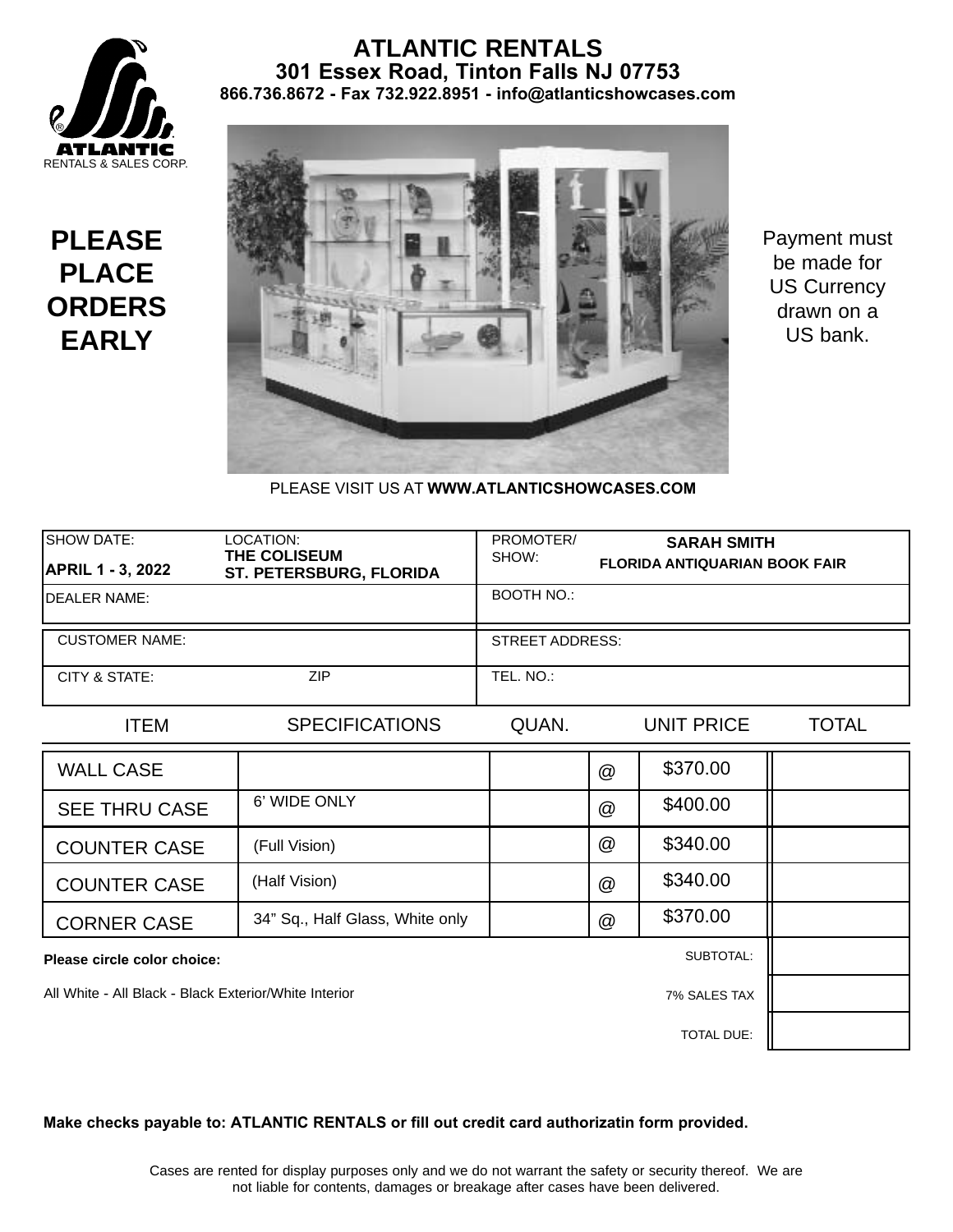# ATLANTIC RENTALS

**301 Essex Road, Tinton Falls NJ 07753**

**866.736.8672 - Fax 732.922.8951 - info@atlanticshowcases.com**

ATLANTIC RENTALS & SALES CORP.

## PLEASE PLACE ORDERS EARLY

Payment must be made for US Currency drawn on a US bank.

PLEASE VISIT US AT **WWW.ATLANTICSHOWCASES.COM**

| SHOW DATE: **APRIL 1 - 3, 2022** | LOCATION: **THE COLISEUM ST. PETERSBURG, FLORIDA** | PROMOTER/ SHOW: **SARAH SMITH FLORIDA ANTIQUARIAN BOOK FAIR** |
|---|---|---|
| DEALER NAME: | | BOOTH NO.: |
| CUSTOMER NAME: | | STREET ADDRESS: |
| CITY & STATE: | ZIP | TEL. NO.: |

| ITEM | SPECIFICATIONS | QUAN. | | UNIT PRICE | TOTAL |
|---|---|---|---|---|---|
| WALL CASE | | | @ | $370.00 | |
| SEE THRU CASE | 6' WIDE ONLY | | @ | $400.00 | |
| COUNTER CASE | (Full Vision) | | @ | $340.00 | |
| COUNTER CASE | (Half Vision) | | @ | $340.00 | |
| CORNER CASE | 34" Sq., Half Glass, White only | | @ | $370.00 | |
| | | | | SUBTOTAL: | |
| | | | | 7% SALES TAX | |
| | | | | TOTAL DUE: | |

**Please circle color choice:**

All White - All Black - Black Exterior/White Interior

**Make checks payable to: ATLANTIC RENTALS or fill out credit card authorizatin form provided.**

Cases are rented for display purposes only and we do not warrant the safety or security thereof. We are not liable for contents, damages or breakage after cases have been delivered.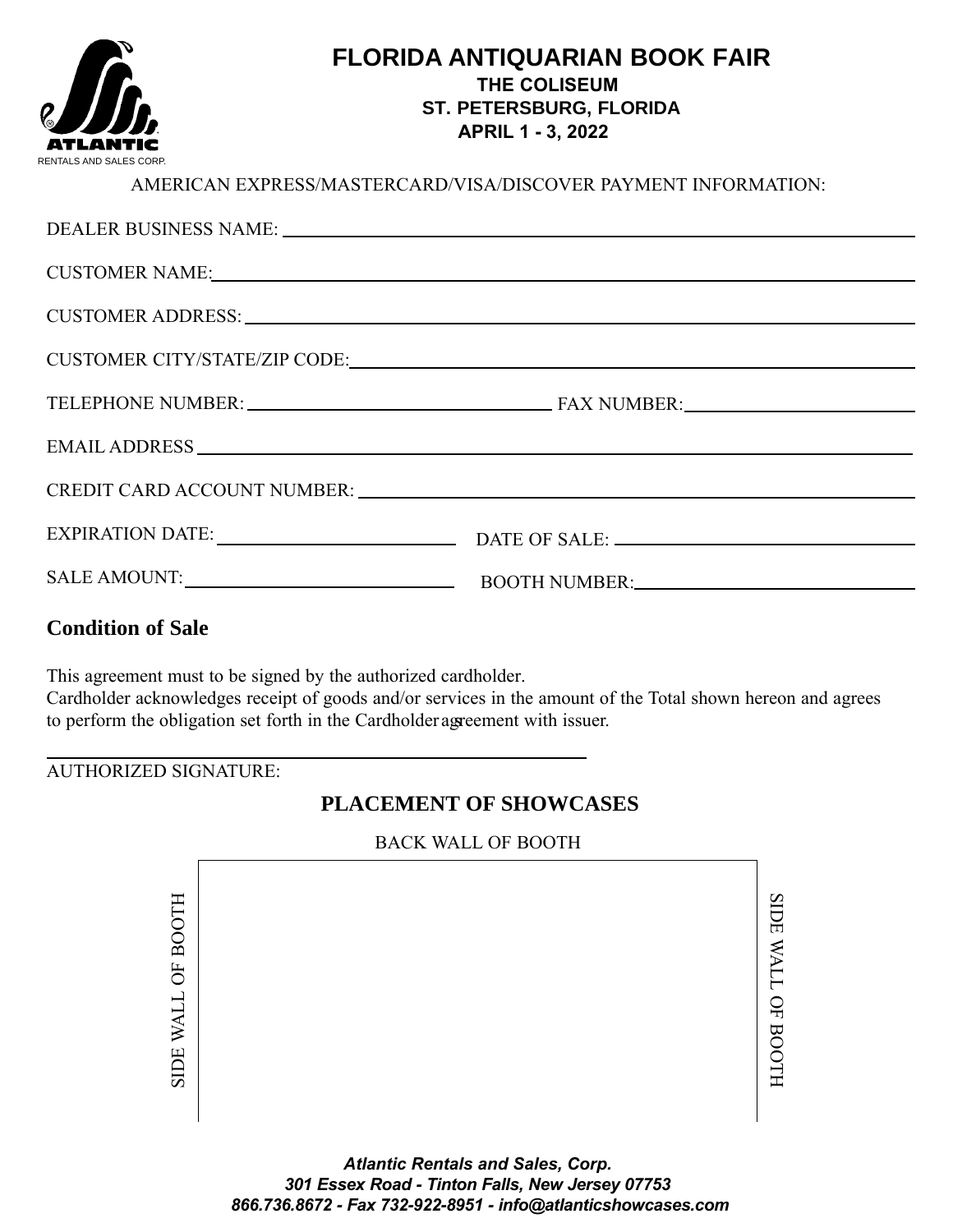ATLANTIC
RENTALS AND SALES CORP.

# FLORIDA ANTIQUARIAN BOOK FAIR

**THE COLISEUM**
**ST. PETERSBURG, FLORIDA**
**APRIL 1 - 3, 2022**

AMERICAN EXPRESS/MASTERCARD/VISA/DISCOVER PAYMENT INFORMATION:

DEALER BUSINESS NAME: ______________________________

CUSTOMER NAME: ______________________________

CUSTOMER ADDRESS: ______________________________

CUSTOMER CITY/STATE/ZIP CODE: ______________________________

TELEPHONE NUMBER: ______________________________ FAX NUMBER: ______________________________

EMAIL ADDRESS ______________________________

CREDIT CARD ACCOUNT NUMBER: ______________________________

EXPIRATION DATE: ______________________________ DATE OF SALE: ______________________________

SALE AMOUNT: ______________________________ BOOTH NUMBER: ______________________________

## Condition of Sale

This agreement must to be signed by the authorized cardholder.
Cardholder acknowledges receipt of goods and/or services in the amount of the Total shown hereon and agrees to perform the obligation set forth in the Cardholder agreement with issuer.

______________________________
AUTHORIZED SIGNATURE:

## PLACEMENT OF SHOWCASES

BACK WALL OF BOOTH

SIDE WALL OF BOOTH

SIDE WALL OF BOOTH

***Atlantic Rentals and Sales, Corp.***
***301 Essex Road - Tinton Falls, New Jersey 07753***
***866.736.8672 - Fax 732-922-8951 - info@atlanticshowcases.com***